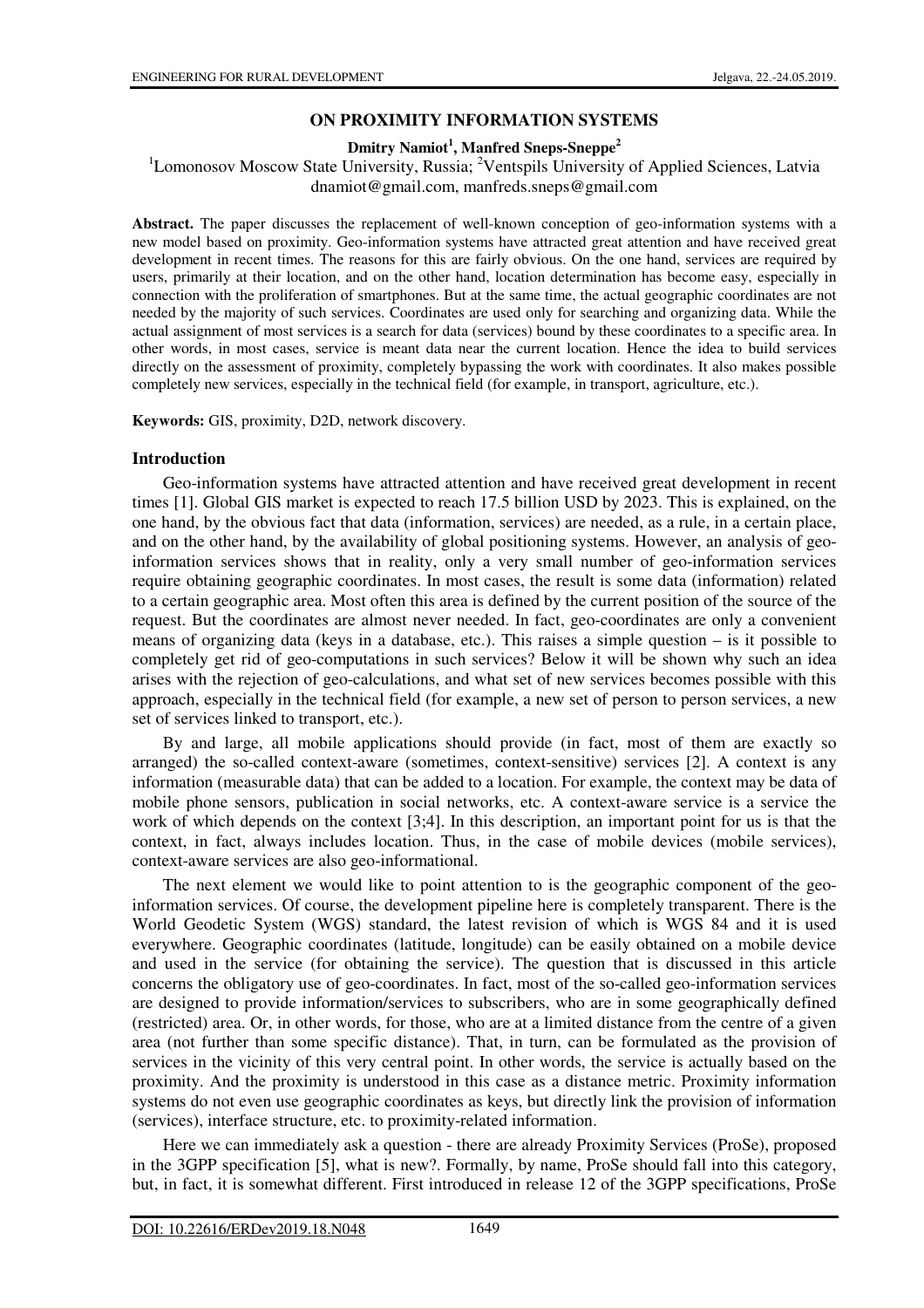# ON PROXIMITY INFORMATION SYSTEMS

**Dmitry Namiot[1], Manfred Sneps-Sneppe[2]**

[1]Lomonosov Moscow State University, Russia; [2]Ventspils University of Applied Sciences, Latvia
dnamiot@gmail.com, manfreds.sneps@gmail.com

**Abstract.** The paper discusses the replacement of well-known conception of geo-information systems with a new model based on proximity. Geo-information systems have attracted great attention and have received great development in recent times. The reasons for this are fairly obvious. On the one hand, services are required by users, primarily at their location, and on the other hand, location determination has become easy, especially in connection with the proliferation of smartphones. But at the same time, the actual geographic coordinates are not needed by the majority of such services. Coordinates are used only for searching and organizing data. While the actual assignment of most services is a search for data (services) bound by these coordinates to a specific area. In other words, in most cases, service is meant data near the current location. Hence the idea to build services directly on the assessment of proximity, completely bypassing the work with coordinates. It also makes possible completely new services, especially in the technical field (for example, in transport, agriculture, etc.).

**Keywords:** GIS, proximity, D2D, network discovery.

## Introduction

Geo-information systems have attracted attention and have received great development in recent times [1]. Global GIS market is expected to reach 17.5 billion USD by 2023. This is explained, on the one hand, by the obvious fact that data (information, services) are needed, as a rule, in a certain place, and on the other hand, by the availability of global positioning systems. However, an analysis of geo-information services shows that in reality, only a very small number of geo-information services require obtaining geographic coordinates. In most cases, the result is some data (information) related to a certain geographic area. Most often this area is defined by the current position of the source of the request. But the coordinates are almost never needed. In fact, geo-coordinates are only a convenient means of organizing data (keys in a database, etc.). This raises a simple question – is it possible to completely get rid of geo-computations in such services? Below it will be shown why such an idea arises with the rejection of geo-calculations, and what set of new services becomes possible with this approach, especially in the technical field (for example, a new set of person to person services, a new set of services linked to transport, etc.).

By and large, all mobile applications should provide (in fact, most of them are exactly so arranged) the so-called context-aware (sometimes, context-sensitive) services [2]. A context is any information (measurable data) that can be added to a location. For example, the context may be data of mobile phone sensors, publication in social networks, etc. A context-aware service is a service the work of which depends on the context [3;4]. In this description, an important point for us is that the context, in fact, always includes location. Thus, in the case of mobile devices (mobile services), context-aware services are also geo-informational.

The next element we would like to point attention to is the geographic component of the geo-information services. Of course, the development pipeline here is completely transparent. There is the World Geodetic System (WGS) standard, the latest revision of which is WGS 84 and it is used everywhere. Geographic coordinates (latitude, longitude) can be easily obtained on a mobile device and used in the service (for obtaining the service). The question that is discussed in this article concerns the obligatory use of geo-coordinates. In fact, most of the so-called geo-information services are designed to provide information/services to subscribers, who are in some geographically defined (restricted) area. Or, in other words, for those, who are at a limited distance from the centre of a given area (not further than some specific distance). That, in turn, can be formulated as the provision of services in the vicinity of this very central point. In other words, the service is actually based on the proximity. And the proximity is understood in this case as a distance metric. Proximity information systems do not even use geographic coordinates as keys, but directly link the provision of information (services), interface structure, etc. to proximity-related information.

Here we can immediately ask a question - there are already Proximity Services (ProSe), proposed in the 3GPP specification [5], what is new?. Formally, by name, ProSe should fall into this category, but, in fact, it is somewhat different. First introduced in release 12 of the 3GPP specifications, ProSe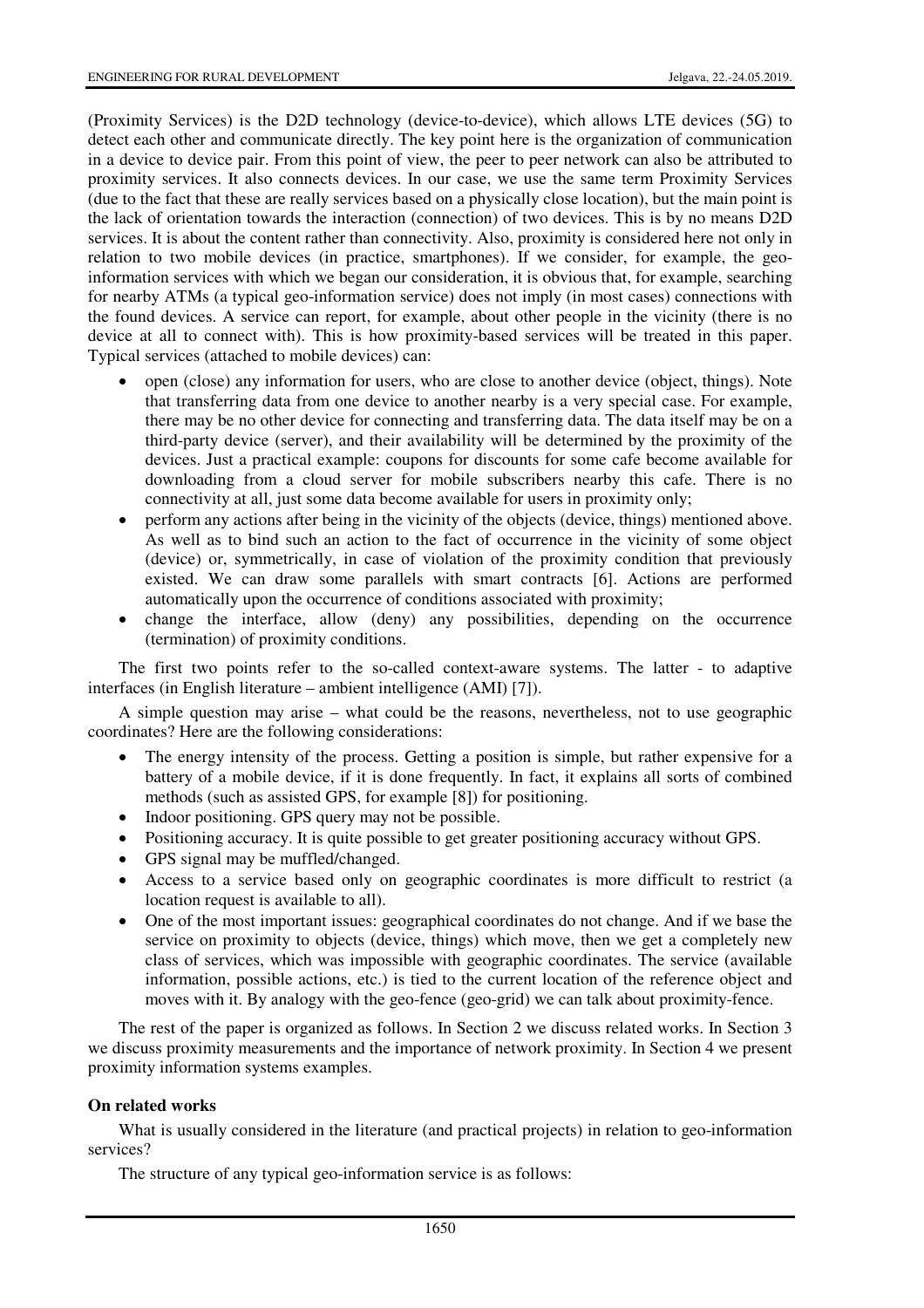(Proximity Services) is the D2D technology (device-to-device), which allows LTE devices (5G) to detect each other and communicate directly. The key point here is the organization of communication in a device to device pair. From this point of view, the peer to peer network can also be attributed to proximity services. It also connects devices. In our case, we use the same term Proximity Services (due to the fact that these are really services based on a physically close location), but the main point is the lack of orientation towards the interaction (connection) of two devices. This is by no means D2D services. It is about the content rather than connectivity. Also, proximity is considered here not only in relation to two mobile devices (in practice, smartphones). If we consider, for example, the geo-information services with which we began our consideration, it is obvious that, for example, searching for nearby ATMs (a typical geo-information service) does not imply (in most cases) connections with the found devices. A service can report, for example, about other people in the vicinity (there is no device at all to connect with). This is how proximity-based services will be treated in this paper. Typical services (attached to mobile devices) can:

- open (close) any information for users, who are close to another device (object, things). Note that transferring data from one device to another nearby is a very special case. For example, there may be no other device for connecting and transferring data. The data itself may be on a third-party device (server), and their availability will be determined by the proximity of the devices. Just a practical example: coupons for discounts for some cafe become available for downloading from a cloud server for mobile subscribers nearby this cafe. There is no connectivity at all, just some data become available for users in proximity only;
- perform any actions after being in the vicinity of the objects (device, things) mentioned above. As well as to bind such an action to the fact of occurrence in the vicinity of some object (device) or, symmetrically, in case of violation of the proximity condition that previously existed. We can draw some parallels with smart contracts [6]. Actions are performed automatically upon the occurrence of conditions associated with proximity;
- change the interface, allow (deny) any possibilities, depending on the occurrence (termination) of proximity conditions.

The first two points refer to the so-called context-aware systems. The latter - to adaptive interfaces (in English literature – ambient intelligence (AMI) [7]).

A simple question may arise – what could be the reasons, nevertheless, not to use geographic coordinates? Here are the following considerations:

- The energy intensity of the process. Getting a position is simple, but rather expensive for a battery of a mobile device, if it is done frequently. In fact, it explains all sorts of combined methods (such as assisted GPS, for example [8]) for positioning.
- Indoor positioning. GPS query may not be possible.
- Positioning accuracy. It is quite possible to get greater positioning accuracy without GPS.
- GPS signal may be muffled/changed.
- Access to a service based only on geographic coordinates is more difficult to restrict (a location request is available to all).
- One of the most important issues: geographical coordinates do not change. And if we base the service on proximity to objects (device, things) which move, then we get a completely new class of services, which was impossible with geographic coordinates. The service (available information, possible actions, etc.) is tied to the current location of the reference object and moves with it. By analogy with the geo-fence (geo-grid) we can talk about proximity-fence.

The rest of the paper is organized as follows. In Section 2 we discuss related works. In Section 3 we discuss proximity measurements and the importance of network proximity. In Section 4 we present proximity information systems examples.

## On related works

What is usually considered in the literature (and practical projects) in relation to geo-information services?

The structure of any typical geo-information service is as follows: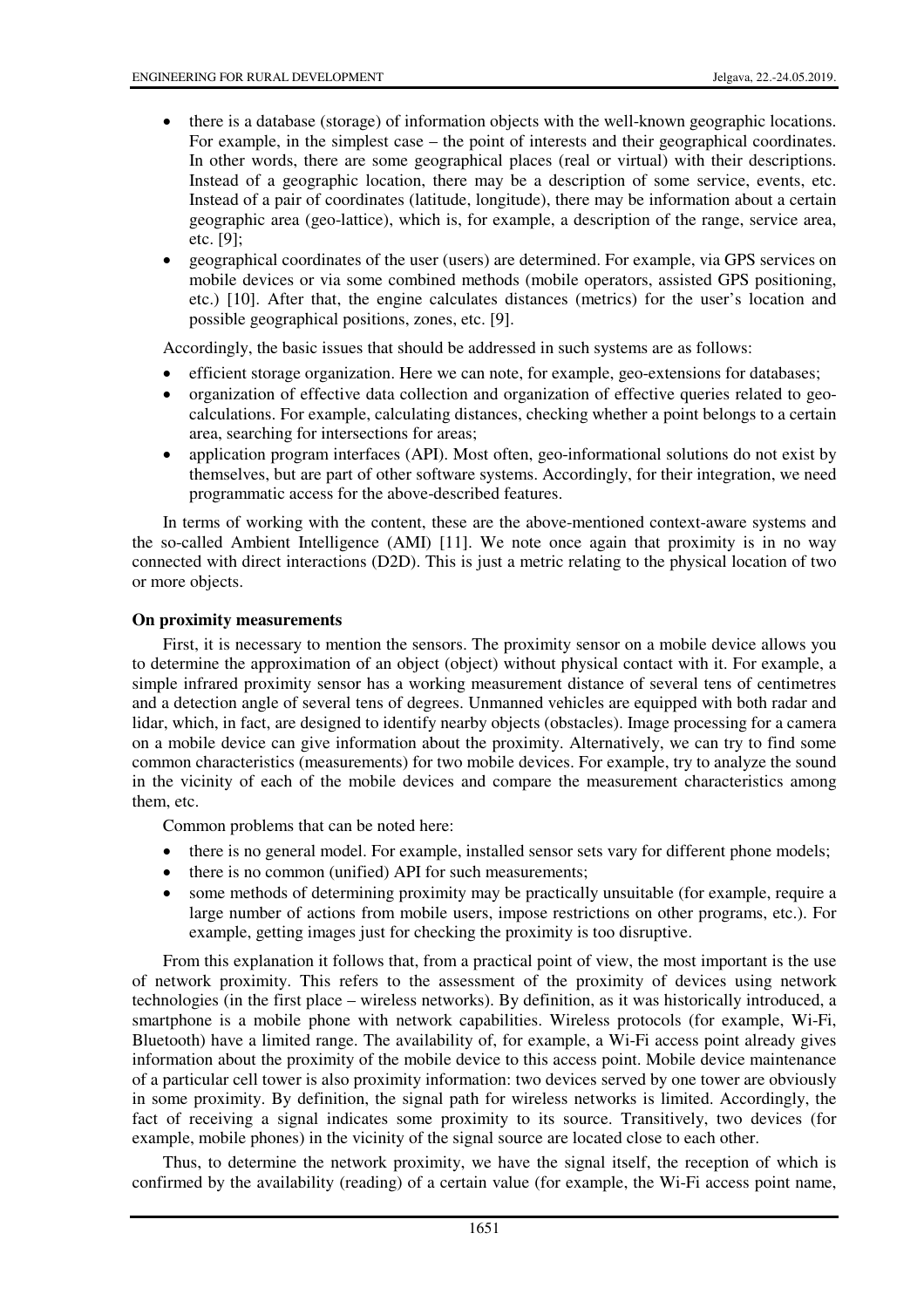- there is a database (storage) of information objects with the well-known geographic locations. For example, in the simplest case – the point of interests and their geographical coordinates. In other words, there are some geographical places (real or virtual) with their descriptions. Instead of a geographic location, there may be a description of some service, events, etc. Instead of a pair of coordinates (latitude, longitude), there may be information about a certain geographic area (geo-lattice), which is, for example, a description of the range, service area, etc. [9];
- geographical coordinates of the user (users) are determined. For example, via GPS services on mobile devices or via some combined methods (mobile operators, assisted GPS positioning, etc.) [10]. After that, the engine calculates distances (metrics) for the user's location and possible geographical positions, zones, etc. [9].

Accordingly, the basic issues that should be addressed in such systems are as follows:

- efficient storage organization. Here we can note, for example, geo-extensions for databases;
- organization of effective data collection and organization of effective queries related to geo-calculations. For example, calculating distances, checking whether a point belongs to a certain area, searching for intersections for areas;
- application program interfaces (API). Most often, geo-informational solutions do not exist by themselves, but are part of other software systems. Accordingly, for their integration, we need programmatic access for the above-described features.

In terms of working with the content, these are the above-mentioned context-aware systems and the so-called Ambient Intelligence (AMI) [11]. We note once again that proximity is in no way connected with direct interactions (D2D). This is just a metric relating to the physical location of two or more objects.

**On proximity measurements**

First, it is necessary to mention the sensors. The proximity sensor on a mobile device allows you to determine the approximation of an object (object) without physical contact with it. For example, a simple infrared proximity sensor has a working measurement distance of several tens of centimetres and a detection angle of several tens of degrees. Unmanned vehicles are equipped with both radar and lidar, which, in fact, are designed to identify nearby objects (obstacles). Image processing for a camera on a mobile device can give information about the proximity. Alternatively, we can try to find some common characteristics (measurements) for two mobile devices. For example, try to analyze the sound in the vicinity of each of the mobile devices and compare the measurement characteristics among them, etc.

Common problems that can be noted here:

- there is no general model. For example, installed sensor sets vary for different phone models;
- there is no common (unified) API for such measurements;
- some methods of determining proximity may be practically unsuitable (for example, require a large number of actions from mobile users, impose restrictions on other programs, etc.). For example, getting images just for checking the proximity is too disruptive.

From this explanation it follows that, from a practical point of view, the most important is the use of network proximity. This refers to the assessment of the proximity of devices using network technologies (in the first place – wireless networks). By definition, as it was historically introduced, a smartphone is a mobile phone with network capabilities. Wireless protocols (for example, Wi-Fi, Bluetooth) have a limited range. The availability of, for example, a Wi-Fi access point already gives information about the proximity of the mobile device to this access point. Mobile device maintenance of a particular cell tower is also proximity information: two devices served by one tower are obviously in some proximity. By definition, the signal path for wireless networks is limited. Accordingly, the fact of receiving a signal indicates some proximity to its source. Transitively, two devices (for example, mobile phones) in the vicinity of the signal source are located close to each other.

Thus, to determine the network proximity, we have the signal itself, the reception of which is confirmed by the availability (reading) of a certain value (for example, the Wi-Fi access point name,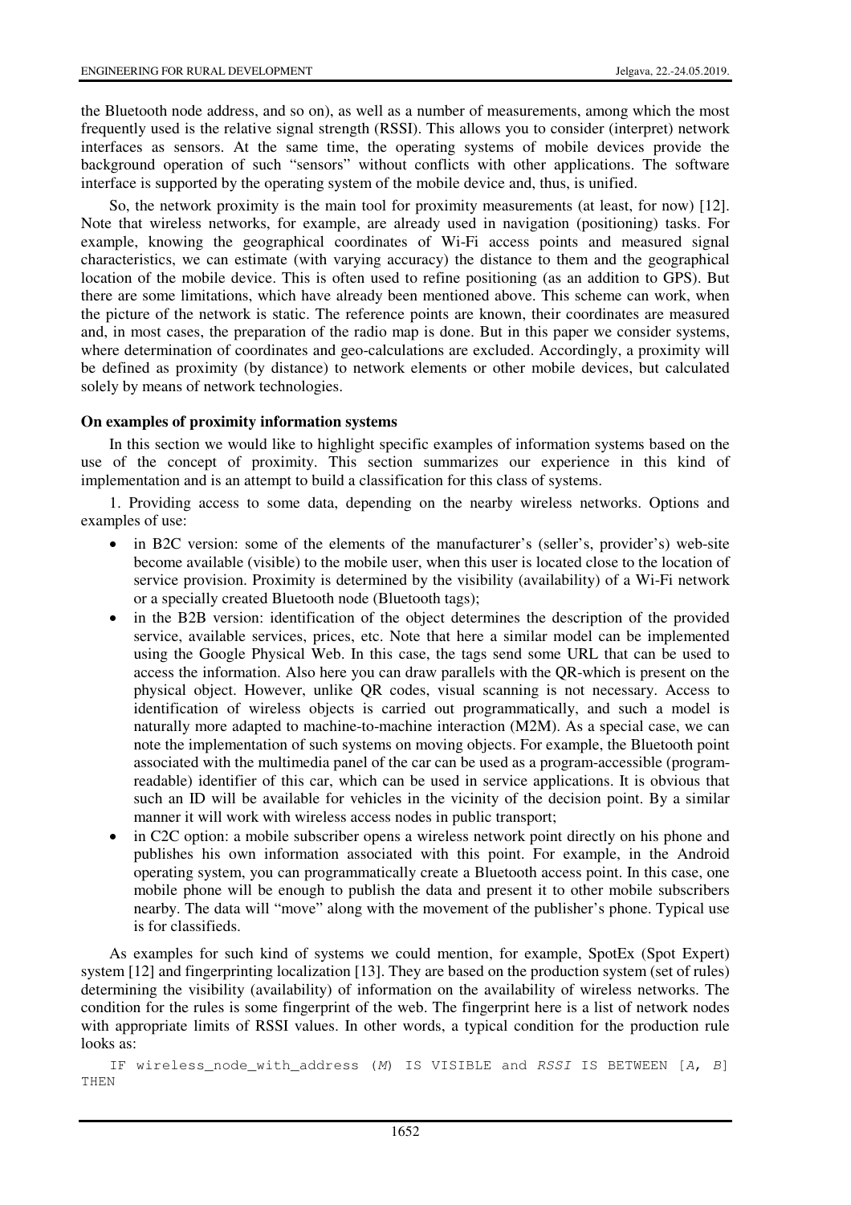the Bluetooth node address, and so on), as well as a number of measurements, among which the most frequently used is the relative signal strength (RSSI). This allows you to consider (interpret) network interfaces as sensors. At the same time, the operating systems of mobile devices provide the background operation of such "sensors" without conflicts with other applications. The software interface is supported by the operating system of the mobile device and, thus, is unified.

So, the network proximity is the main tool for proximity measurements (at least, for now) [12]. Note that wireless networks, for example, are already used in navigation (positioning) tasks. For example, knowing the geographical coordinates of Wi-Fi access points and measured signal characteristics, we can estimate (with varying accuracy) the distance to them and the geographical location of the mobile device. This is often used to refine positioning (as an addition to GPS). But there are some limitations, which have already been mentioned above. This scheme can work, when the picture of the network is static. The reference points are known, their coordinates are measured and, in most cases, the preparation of the radio map is done. But in this paper we consider systems, where determination of coordinates and geo-calculations are excluded. Accordingly, a proximity will be defined as proximity (by distance) to network elements or other mobile devices, but calculated solely by means of network technologies.

**On examples of proximity information systems**

In this section we would like to highlight specific examples of information systems based on the use of the concept of proximity. This section summarizes our experience in this kind of implementation and is an attempt to build a classification for this class of systems.

1. Providing access to some data, depending on the nearby wireless networks. Options and examples of use:

- in B2C version: some of the elements of the manufacturer's (seller's, provider's) web-site become available (visible) to the mobile user, when this user is located close to the location of service provision. Proximity is determined by the visibility (availability) of a Wi-Fi network or a specially created Bluetooth node (Bluetooth tags);
- in the B2B version: identification of the object determines the description of the provided service, available services, prices, etc. Note that here a similar model can be implemented using the Google Physical Web. In this case, the tags send some URL that can be used to access the information. Also here you can draw parallels with the QR-which is present on the physical object. However, unlike QR codes, visual scanning is not necessary. Access to identification of wireless objects is carried out programmatically, and such a model is naturally more adapted to machine-to-machine interaction (M2M). As a special case, we can note the implementation of such systems on moving objects. For example, the Bluetooth point associated with the multimedia panel of the car can be used as a program-accessible (program-readable) identifier of this car, which can be used in service applications. It is obvious that such an ID will be available for vehicles in the vicinity of the decision point. By a similar manner it will work with wireless access nodes in public transport;
- in C2C option: a mobile subscriber opens a wireless network point directly on his phone and publishes his own information associated with this point. For example, in the Android operating system, you can programmatically create a Bluetooth access point. In this case, one mobile phone will be enough to publish the data and present it to other mobile subscribers nearby. The data will "move" along with the movement of the publisher's phone. Typical use is for classifieds.

As examples for such kind of systems we could mention, for example, SpotEx (Spot Expert) system [12] and fingerprinting localization [13]. They are based on the production system (set of rules) determining the visibility (availability) of information on the availability of wireless networks. The condition for the rules is some fingerprint of the web. The fingerprint here is a list of network nodes with appropriate limits of RSSI values. In other words, a typical condition for the production rule looks as:

```
IF wireless_node_with_address (M) IS VISIBLE and RSSI IS BETWEEN [A, B]
THEN
```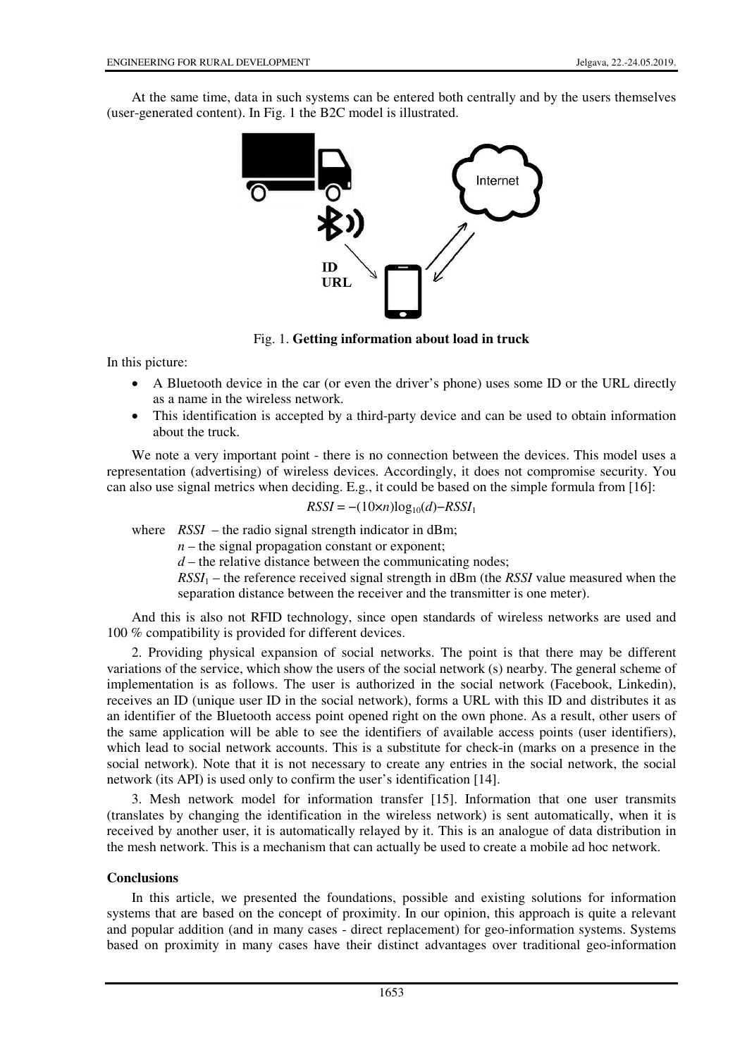At the same time, data in such systems can be entered both centrally and by the users themselves (user-generated content). In Fig. 1 the B2C model is illustrated.

Fig. 1. **Getting information about load in truck**

In this picture:

- A Bluetooth device in the car (or even the driver's phone) uses some ID or the URL directly as a name in the wireless network.
- This identification is accepted by a third-party device and can be used to obtain information about the truck.

We note a very important point - there is no connection between the devices. This model uses a representation (advertising) of wireless devices. Accordingly, it does not compromise security. You can also use signal metrics when deciding. E.g., it could be based on the simple formula from [16]:

$$RSSI = -(10 \times n)\log_{10}(d) - RSSI_1$$

where $RSSI$ – the radio signal strength indicator in dBm;

$n$ – the signal propagation constant or exponent;

$d$ – the relative distance between the communicating nodes;

$RSSI_1$ – the reference received signal strength in dBm (the $RSSI$ value measured when the separation distance between the receiver and the transmitter is one meter).

And this is also not RFID technology, since open standards of wireless networks are used and 100 % compatibility is provided for different devices.

2. Providing physical expansion of social networks. The point is that there may be different variations of the service, which show the users of the social network (s) nearby. The general scheme of implementation is as follows. The user is authorized in the social network (Facebook, Linkedin), receives an ID (unique user ID in the social network), forms a URL with this ID and distributes it as an identifier of the Bluetooth access point opened right on the own phone. As a result, other users of the same application will be able to see the identifiers of available access points (user identifiers), which lead to social network accounts. This is a substitute for check-in (marks on a presence in the social network). Note that it is not necessary to create any entries in the social network, the social network (its API) is used only to confirm the user's identification [14].

3. Mesh network model for information transfer [15]. Information that one user transmits (translates by changing the identification in the wireless network) is sent automatically, when it is received by another user, it is automatically relayed by it. This is an analogue of data distribution in the mesh network. This is a mechanism that can actually be used to create a mobile ad hoc network.

## Conclusions

In this article, we presented the foundations, possible and existing solutions for information systems that are based on the concept of proximity. In our opinion, this approach is quite a relevant and popular addition (and in many cases - direct replacement) for geo-information systems. Systems based on proximity in many cases have their distinct advantages over traditional geo-information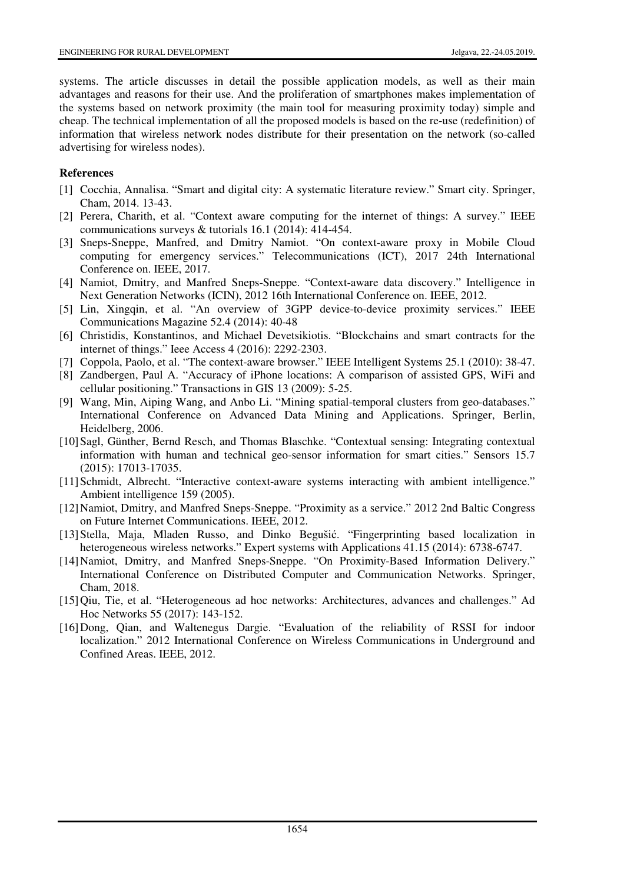systems. The article discusses in detail the possible application models, as well as their main advantages and reasons for their use. And the proliferation of smartphones makes implementation of the systems based on network proximity (the main tool for measuring proximity today) simple and cheap. The technical implementation of all the proposed models is based on the re-use (redefinition) of information that wireless network nodes distribute for their presentation on the network (so-called advertising for wireless nodes).

**References**

[1] Cocchia, Annalisa. "Smart and digital city: A systematic literature review." Smart city. Springer, Cham, 2014. 13-43.

[2] Perera, Charith, et al. "Context aware computing for the internet of things: A survey." IEEE communications surveys & tutorials 16.1 (2014): 414-454.

[3] Sneps-Sneppe, Manfred, and Dmitry Namiot. "On context-aware proxy in Mobile Cloud computing for emergency services." Telecommunications (ICT), 2017 24th International Conference on. IEEE, 2017.

[4] Namiot, Dmitry, and Manfred Sneps-Sneppe. "Context-aware data discovery." Intelligence in Next Generation Networks (ICIN), 2012 16th International Conference on. IEEE, 2012.

[5] Lin, Xingqin, et al. "An overview of 3GPP device-to-device proximity services." IEEE Communications Magazine 52.4 (2014): 40-48

[6] Christidis, Konstantinos, and Michael Devetsikiotis. "Blockchains and smart contracts for the internet of things." Ieee Access 4 (2016): 2292-2303.

[7] Coppola, Paolo, et al. "The context-aware browser." IEEE Intelligent Systems 25.1 (2010): 38-47.

[8] Zandbergen, Paul A. "Accuracy of iPhone locations: A comparison of assisted GPS, WiFi and cellular positioning." Transactions in GIS 13 (2009): 5-25.

[9] Wang, Min, Aiping Wang, and Anbo Li. "Mining spatial-temporal clusters from geo-databases." International Conference on Advanced Data Mining and Applications. Springer, Berlin, Heidelberg, 2006.

[10] Sagl, Günther, Bernd Resch, and Thomas Blaschke. "Contextual sensing: Integrating contextual information with human and technical geo-sensor information for smart cities." Sensors 15.7 (2015): 17013-17035.

[11] Schmidt, Albrecht. "Interactive context-aware systems interacting with ambient intelligence." Ambient intelligence 159 (2005).

[12] Namiot, Dmitry, and Manfred Sneps-Sneppe. "Proximity as a service." 2012 2nd Baltic Congress on Future Internet Communications. IEEE, 2012.

[13] Stella, Maja, Mladen Russo, and Dinko Begušić. "Fingerprinting based localization in heterogeneous wireless networks." Expert systems with Applications 41.15 (2014): 6738-6747.

[14] Namiot, Dmitry, and Manfred Sneps-Sneppe. "On Proximity-Based Information Delivery." International Conference on Distributed Computer and Communication Networks. Springer, Cham, 2018.

[15] Qiu, Tie, et al. "Heterogeneous ad hoc networks: Architectures, advances and challenges." Ad Hoc Networks 55 (2017): 143-152.

[16] Dong, Qian, and Waltenegus Dargie. "Evaluation of the reliability of RSSI for indoor localization." 2012 International Conference on Wireless Communications in Underground and Confined Areas. IEEE, 2012.